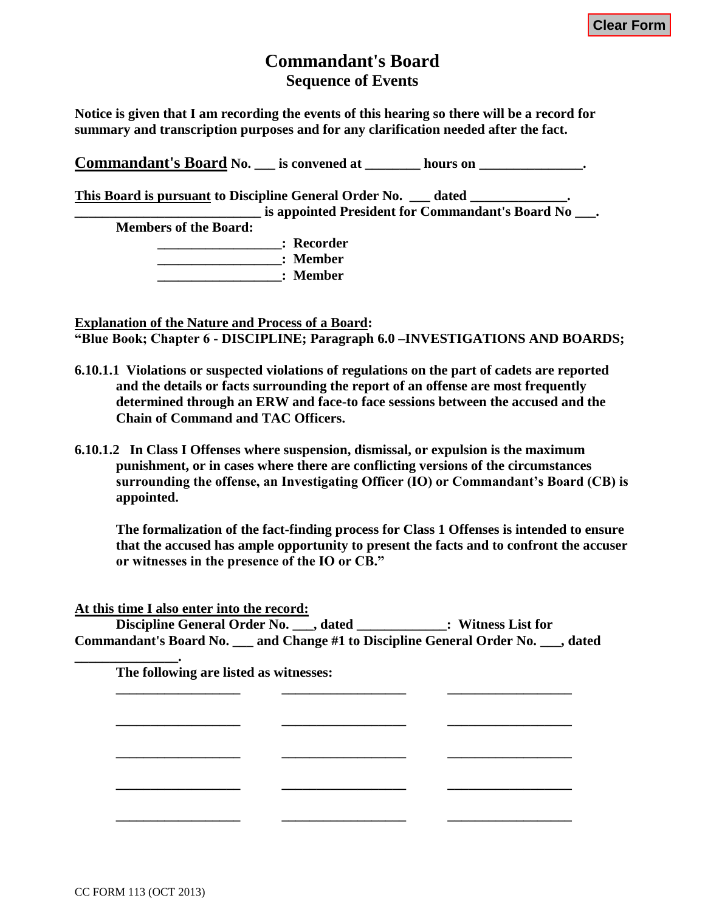# Commandant's Board

## Sequence of Events

**Notice is given that I am recording the events of this hearing so there will be a record for summary and transcription purposes and for any clarification needed after the fact.**

**Commandant's Board No. ___ is convened at ________ hours on _______________.**

**This Board is pursuant to Discipline General Order No. ___ dated ______________.**
**___________________________ is appointed President for Commandant's Board No ___.**

**Members of the Board:**

**__________________: Recorder**
**__________________: Member**
**__________________: Member**

**Explanation of the Nature and Process of a Board:**
**"Blue Book; Chapter 6 - DISCIPLINE; Paragraph 6.0 –INVESTIGATIONS AND BOARDS;**

**6.10.1.1 Violations or suspected violations of regulations on the part of cadets are reported and the details or facts surrounding the report of an offense are most frequently determined through an ERW and face-to face sessions between the accused and the Chain of Command and TAC Officers.**

**6.10.1.2 In Class I Offenses where suspension, dismissal, or expulsion is the maximum punishment, or in cases where there are conflicting versions of the circumstances surrounding the offense, an Investigating Officer (IO) or Commandant's Board (CB) is appointed.**

**The formalization of the fact-finding process for Class 1 Offenses is intended to ensure that the accused has ample opportunity to present the facts and to confront the accuser or witnesses in the presence of the IO or CB."**

**At this time I also enter into the record:**

**Discipline General Order No. ___, dated _____________: Witness List for Commandant's Board No. ___ and Change #1 to Discipline General Order No. ___, dated _______________.**

**The following are listed as witnesses:**

__________________ __________________ __________________

__________________ __________________ __________________

__________________ __________________ __________________

__________________ __________________ __________________

__________________ __________________ __________________

CC FORM 113 (OCT 2013)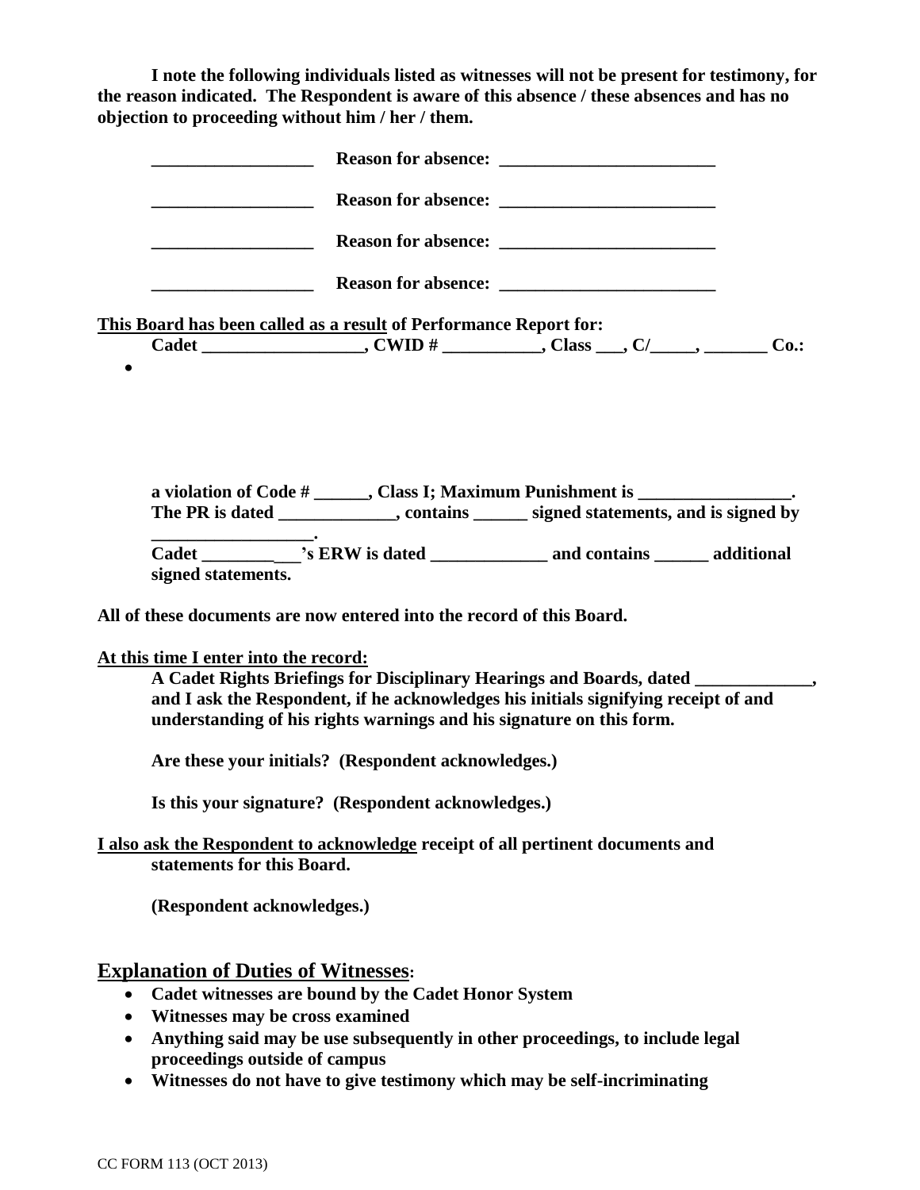**I note the following individuals listed as witnesses will not be present for testimony, for the reason indicated. The Respondent is aware of this absence / these absences and has no objection to proceeding without him / her / them.**

**__________________ Reason for absence: ________________________**

**__________________ Reason for absence: ________________________**

**__________________ Reason for absence: ________________________**

**__________________ Reason for absence: ________________________**

**<u>This Board has been called as a result</u> of Performance Report for:**

**Cadet __________________, CWID # ___________, Class ___, C/_____, _______ Co.:**

- 

**a violation of Code # ______, Class I; Maximum Punishment is _________________.**
**The PR is dated _____________, contains ______ signed statements, and is signed by __________________.**
**Cadet ________ ___'s ERW is dated _____________ and contains ______ additional signed statements.**

**All of these documents are now entered into the record of this Board.**

**<u>At this time I enter into the record:</u>**
**A Cadet Rights Briefings for Disciplinary Hearings and Boards, dated _____________, and I ask the Respondent, if he acknowledges his initials signifying receipt of and understanding of his rights warnings and his signature on this form.**

**Are these your initials? (Respondent acknowledges.)**

**Is this your signature? (Respondent acknowledges.)**

**<u>I also ask the Respondent to acknowledge</u> receipt of all pertinent documents and statements for this Board.**

**(Respondent acknowledges.)**

## <u>Explanation of Duties of Witnesses</u>:

- **Cadet witnesses are bound by the Cadet Honor System**
- **Witnesses may be cross examined**
- **Anything said may be use subsequently in other proceedings, to include legal proceedings outside of campus**
- **Witnesses do not have to give testimony which may be self-incriminating**

CC FORM 113 (OCT 2013)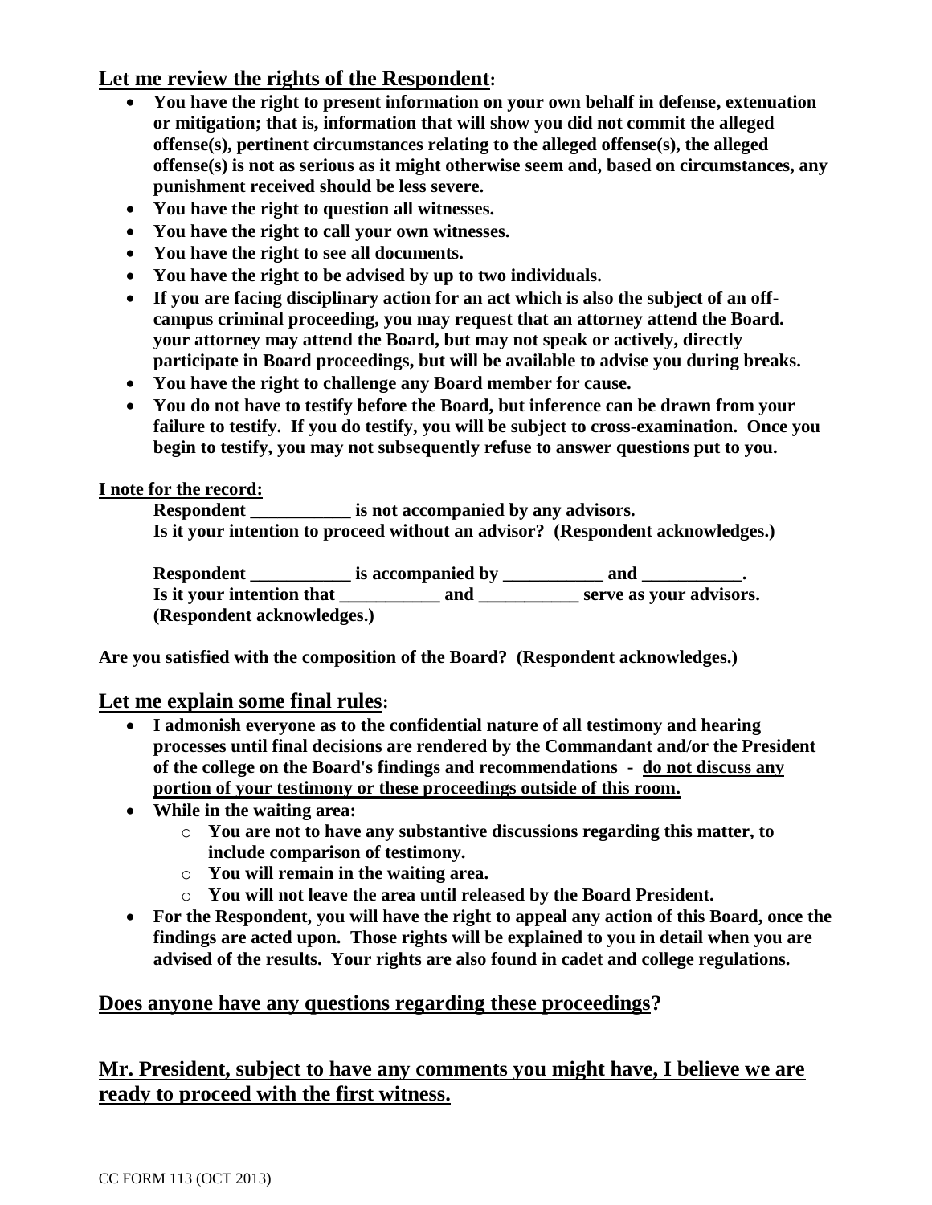## **<u>Let me review the rights of the Respondent</u>:**

- **You have the right to present information on your own behalf in defense, extenuation or mitigation; that is, information that will show you did not commit the alleged offense(s), pertinent circumstances relating to the alleged offense(s), the alleged offense(s) is not as serious as it might otherwise seem and, based on circumstances, any punishment received should be less severe.**
- **You have the right to question all witnesses.**
- **You have the right to call your own witnesses.**
- **You have the right to see all documents.**
- **You have the right to be advised by up to two individuals.**
- **If you are facing disciplinary action for an act which is also the subject of an off-campus criminal proceeding, you may request that an attorney attend the Board. your attorney may attend the Board, but may not speak or actively, directly participate in Board proceedings, but will be available to advise you during breaks.**
- **You have the right to challenge any Board member for cause.**
- **You do not have to testify before the Board, but inference can be drawn from your failure to testify. If you do testify, you will be subject to cross-examination. Once you begin to testify, you may not subsequently refuse to answer questions put to you.**

**<u>I note for the record:</u>**

**Respondent ___________ is not accompanied by any advisors.**
**Is it your intention to proceed without an advisor? (Respondent acknowledges.)**

**Respondent ___________ is accompanied by ___________ and ___________.**
**Is it your intention that ___________ and ___________ serve as your advisors.**
**(Respondent acknowledges.)**

**Are you satisfied with the composition of the Board? (Respondent acknowledges.)**

## **<u>Let me explain some final rules</u>:**

- **I admonish everyone as to the confidential nature of all testimony and hearing processes until final decisions are rendered by the Commandant and/or the President of the college on the Board's findings and recommendations - <u>do not discuss any portion of your testimony or these proceedings outside of this room.</u>**
- **While in the waiting area:**
  - **You are not to have any substantive discussions regarding this matter, to include comparison of testimony.**
  - **You will remain in the waiting area.**
  - **You will not leave the area until released by the Board President.**
- **For the Respondent, you will have the right to appeal any action of this Board, once the findings are acted upon. Those rights will be explained to you in detail when you are advised of the results. Your rights are also found in cadet and college regulations.**

## **<u>Does anyone have any questions regarding these proceedings</u>?**

## **<u>Mr. President, subject to have any comments you might have, I believe we are ready to proceed with the first witness.</u>**

CC FORM 113 (OCT 2013)